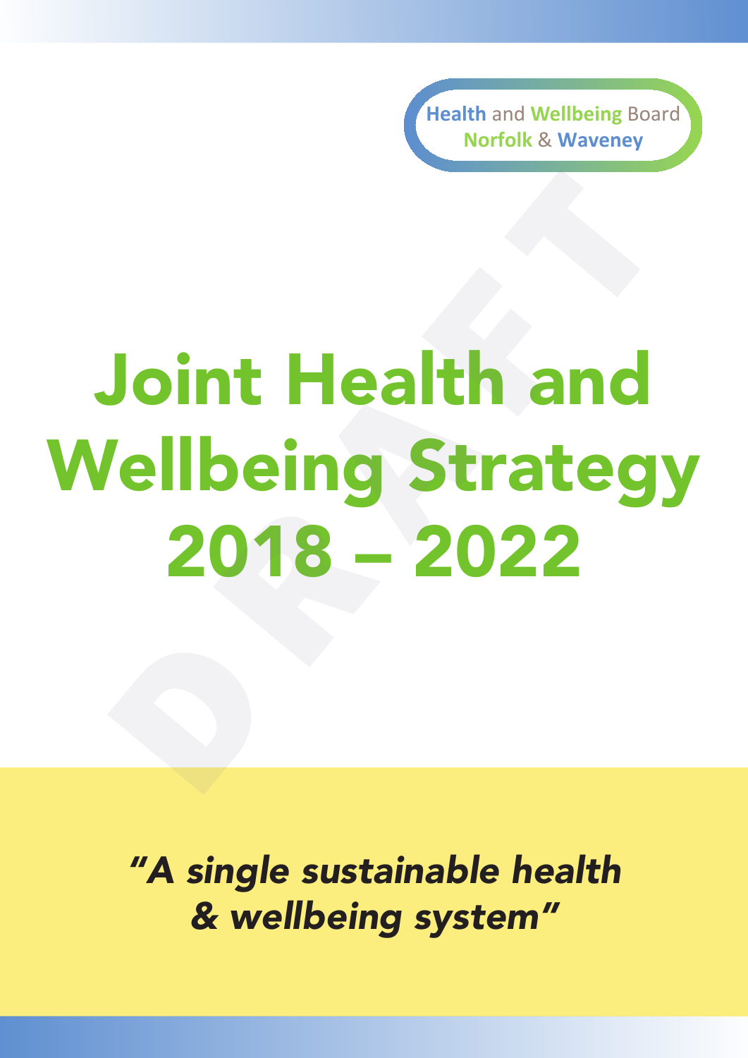Health and Wellbeing Board
Norfolk & Waveney

# Joint Health and Wellbeing Strategy 2018 – 2022

DRAFT

***"A single sustainable health & wellbeing system"***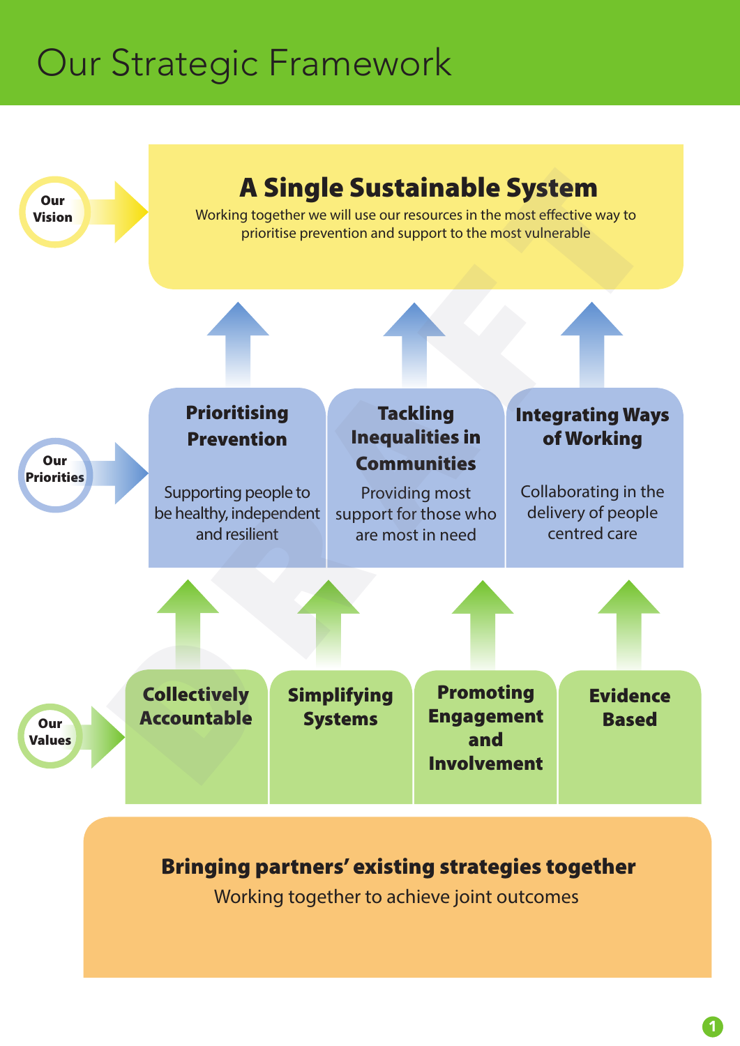# Our Strategic Framework

## Our Vision

### A Single Sustainable System

Working together we will use our resources in the most effective way to prioritise prevention and support to the most vulnerable

## Our Priorities

**Prioritising Prevention**

Supporting people to be healthy, independent and resilient

**Tackling Inequalities in Communities**

Providing most support for those who are most in need

**Integrating Ways of Working**

Collaborating in the delivery of people centred care

## Our Values

- **Collectively Accountable**
- **Simplifying Systems**
- **Promoting Engagement and Involvement**
- **Evidence Based**

**Bringing partners' existing strategies together**

Working together to achieve joint outcomes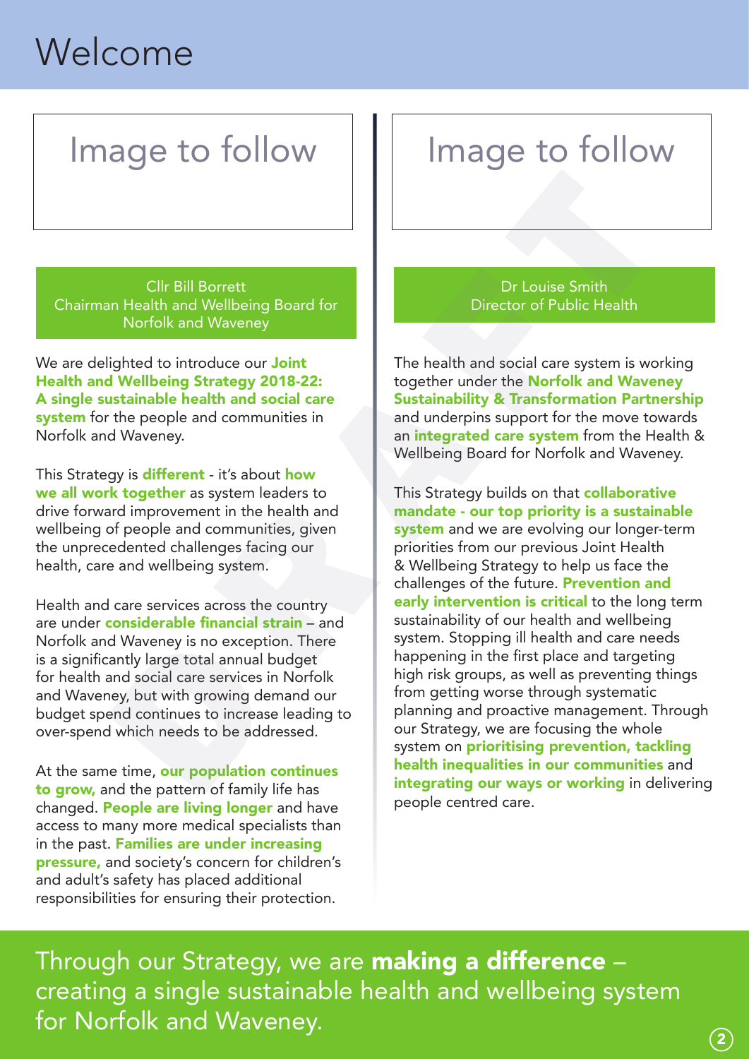# Welcome

Image to follow

Cllr Bill Borrett
Chairman Health and Wellbeing Board for Norfolk and Waveney

We are delighted to introduce our **Joint Health and Wellbeing Strategy 2018-22: A single sustainable health and social care system** for the people and communities in Norfolk and Waveney.

This Strategy is **different** - it's about **how we all work together** as system leaders to drive forward improvement in the health and wellbeing of people and communities, given the unprecedented challenges facing our health, care and wellbeing system.

Health and care services across the country are under **considerable financial strain** – and Norfolk and Waveney is no exception. There is a significantly large total annual budget for health and social care services in Norfolk and Waveney, but with growing demand our budget spend continues to increase leading to over-spend which needs to be addressed.

At the same time, **our population continues to grow,** and the pattern of family life has changed. **People are living longer** and have access to many more medical specialists than in the past. **Families are under increasing pressure,** and society's concern for children's and adult's safety has placed additional responsibilities for ensuring their protection.

Image to follow

Dr Louise Smith
Director of Public Health

The health and social care system is working together under the **Norfolk and Waveney Sustainability & Transformation Partnership** and underpins support for the move towards an **integrated care system** from the Health & Wellbeing Board for Norfolk and Waveney.

This Strategy builds on that **collaborative mandate - our top priority is a sustainable system** and we are evolving our longer-term priorities from our previous Joint Health & Wellbeing Strategy to help us face the challenges of the future. **Prevention and early intervention is critical** to the long term sustainability of our health and wellbeing system. Stopping ill health and care needs happening in the first place and targeting high risk groups, as well as preventing things from getting worse through systematic planning and proactive management. Through our Strategy, we are focusing the whole system on **prioritising prevention, tackling health inequalities in our communities** and **integrating our ways or working** in delivering people centred care.

Through our Strategy, we are **making a difference** – creating a single sustainable health and wellbeing system for Norfolk and Waveney.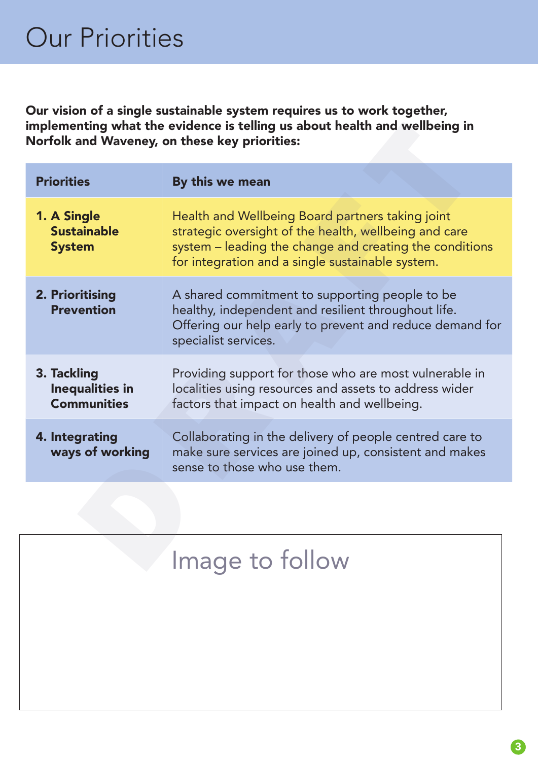# Our Priorities

**Our vision of a single sustainable system requires us to work together, implementing what the evidence is telling us about health and wellbeing in Norfolk and Waveney, on these key priorities:**

| Priorities | By this we mean |
|---|---|
| **1. A Single Sustainable System** | Health and Wellbeing Board partners taking joint strategic oversight of the health, wellbeing and care system – leading the change and creating the conditions for integration and a single sustainable system. |
| **2. Prioritising Prevention** | A shared commitment to supporting people to be healthy, independent and resilient throughout life. Offering our help early to prevent and reduce demand for specialist services. |
| **3. Tackling Inequalities in Communities** | Providing support for those who are most vulnerable in localities using resources and assets to address wider factors that impact on health and wellbeing. |
| **4. Integrating ways of working** | Collaborating in the delivery of people centred care to make sure services are joined up, consistent and makes sense to those who use them. |

Image to follow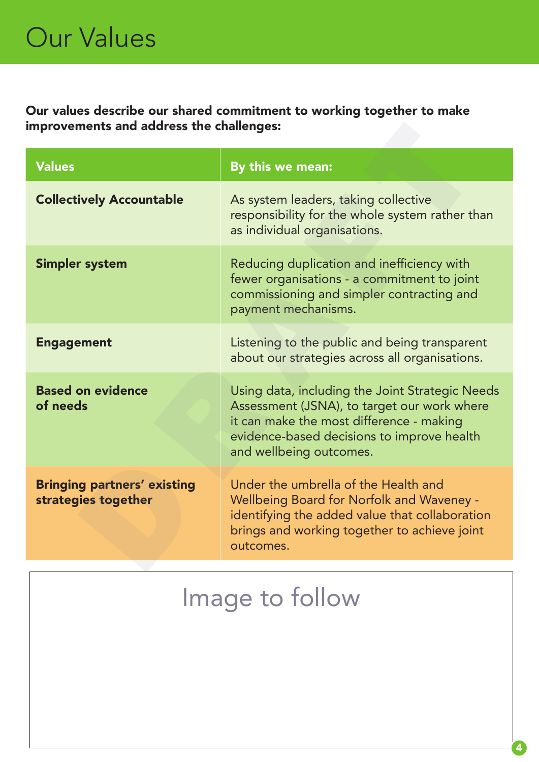# Our Values

**Our values describe our shared commitment to working together to make improvements and address the challenges:**

| Values | By this we mean: |
|---|---|
| **Collectively Accountable** | As system leaders, taking collective responsibility for the whole system rather than as individual organisations. |
| **Simpler system** | Reducing duplication and inefficiency with fewer organisations - a commitment to joint commissioning and simpler contracting and payment mechanisms. |
| **Engagement** | Listening to the public and being transparent about our strategies across all organisations. |
| **Based on evidence of needs** | Using data, including the Joint Strategic Needs Assessment (JSNA), to target our work where it can make the most difference - making evidence-based decisions to improve health and wellbeing outcomes. |
| **Bringing partners' existing strategies together** | Under the umbrella of the Health and Wellbeing Board for Norfolk and Waveney - identifying the added value that collaboration brings and working together to achieve joint outcomes. |

Image to follow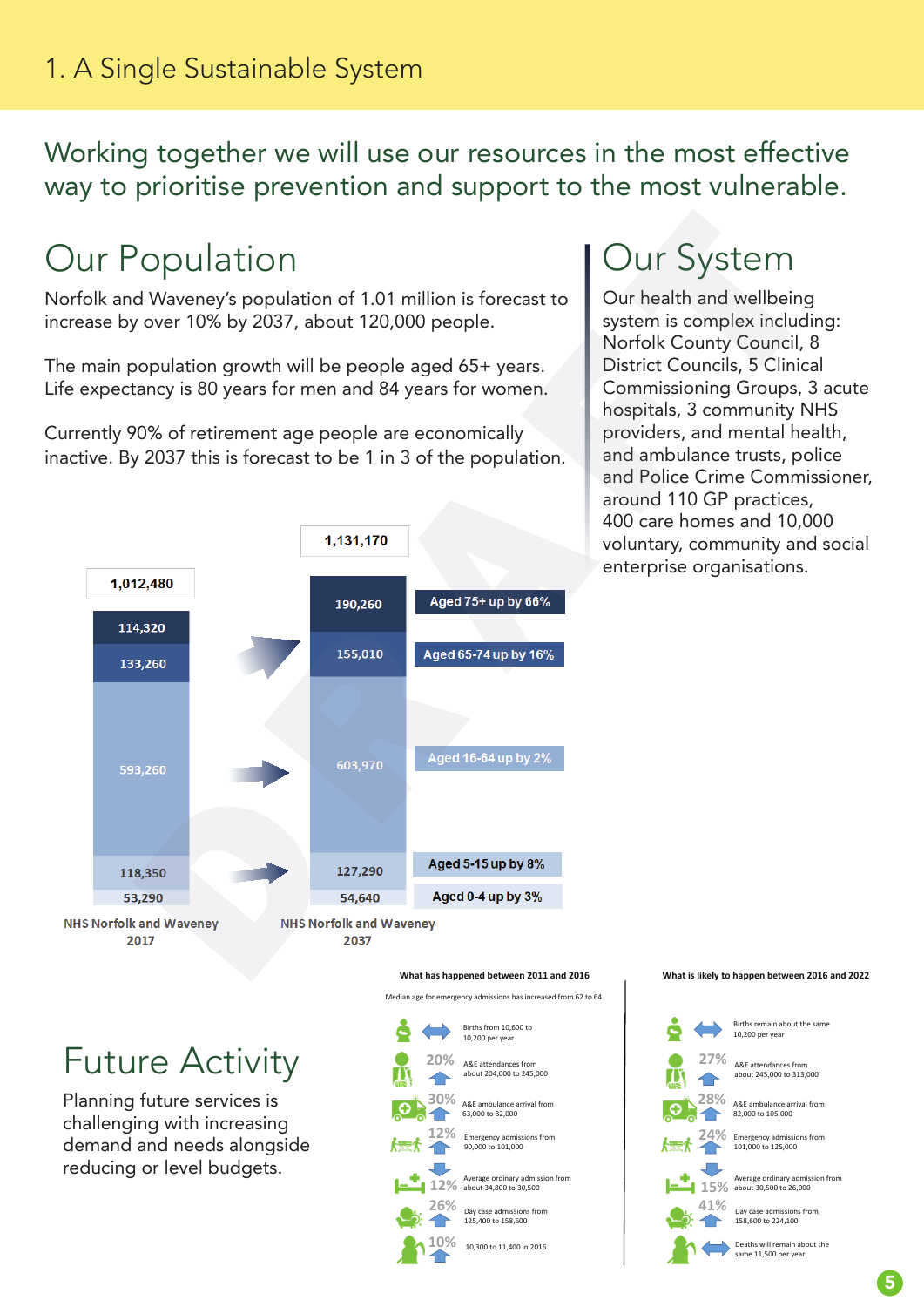# 1. A Single Sustainable System

## Working together we will use our resources in the most effective way to prioritise prevention and support to the most vulnerable.

## Our Population

Norfolk and Waveney's population of 1.01 million is forecast to increase by over 10% by 2037, about 120,000 people.

The main population growth will be people aged 65+ years. Life expectancy is 80 years for men and 84 years for women.

Currently 90% of retirement age people are economically inactive. By 2037 this is forecast to be 1 in 3 of the population.

| Age group | NHS Norfolk and Waveney 2017 | NHS Norfolk and Waveney 2037 | Change |
|---|---|---|---|
| Aged 75+ | 114,320 | 190,260 | Aged 75+ up by 66% |
| Aged 65-74 | 133,260 | 155,010 | Aged 65-74 up by 16% |
| Aged 16-64 | 593,260 | 603,970 | Aged 16-64 up by 2% |
| Aged 5-15 | 118,350 | 127,290 | Aged 5-15 up by 8% |
| Aged 0-4 | 53,290 | 54,640 | Aged 0-4 up by 3% |
| Total | 1,012,480 | 1,131,170 | |

## Our System

Our health and wellbeing system is complex including: Norfolk County Council, 8 District Councils, 5 Clinical Commissioning Groups, 3 acute hospitals, 3 community NHS providers, and mental health, and ambulance trusts, police and Police Crime Commissioner, around 110 GP practices, 400 care homes and 10,000 voluntary, community and social enterprise organisations.

## Future Activity

Planning future services is challenging with increasing demand and needs alongside reducing or level budgets.

**What has happened between 2011 and 2016**

Median age for emergency admissions has increased from 62 to 64

- Births from 10,600 to 10,200 per year
- 20% – A&E attendances from about 204,000 to 245,000
- 30% – A&E ambulance arrival from 63,000 to 82,000
- 12% – Emergency admissions from 90,000 to 101,000
- 12% – Average ordinary admission from about 34,800 to 30,500
- 26% – Day case admissions from 125,400 to 158,600
- 10% – 10,300 to 11,400 in 2016

**What is likely to happen between 2016 and 2022**

- Births remain about the same 10,200 per year
- 27% – A&E attendances from about 245,000 to 313,000
- 28% – A&E ambulance arrival from 82,000 to 105,000
- 24% – Emergency admissions from 101,000 to 125,000
- 15% – Average ordinary admission from about 30,500 to 26,000
- 41% – Day case admissions from 158,600 to 224,100
- Deaths will remain about the same 11,500 per year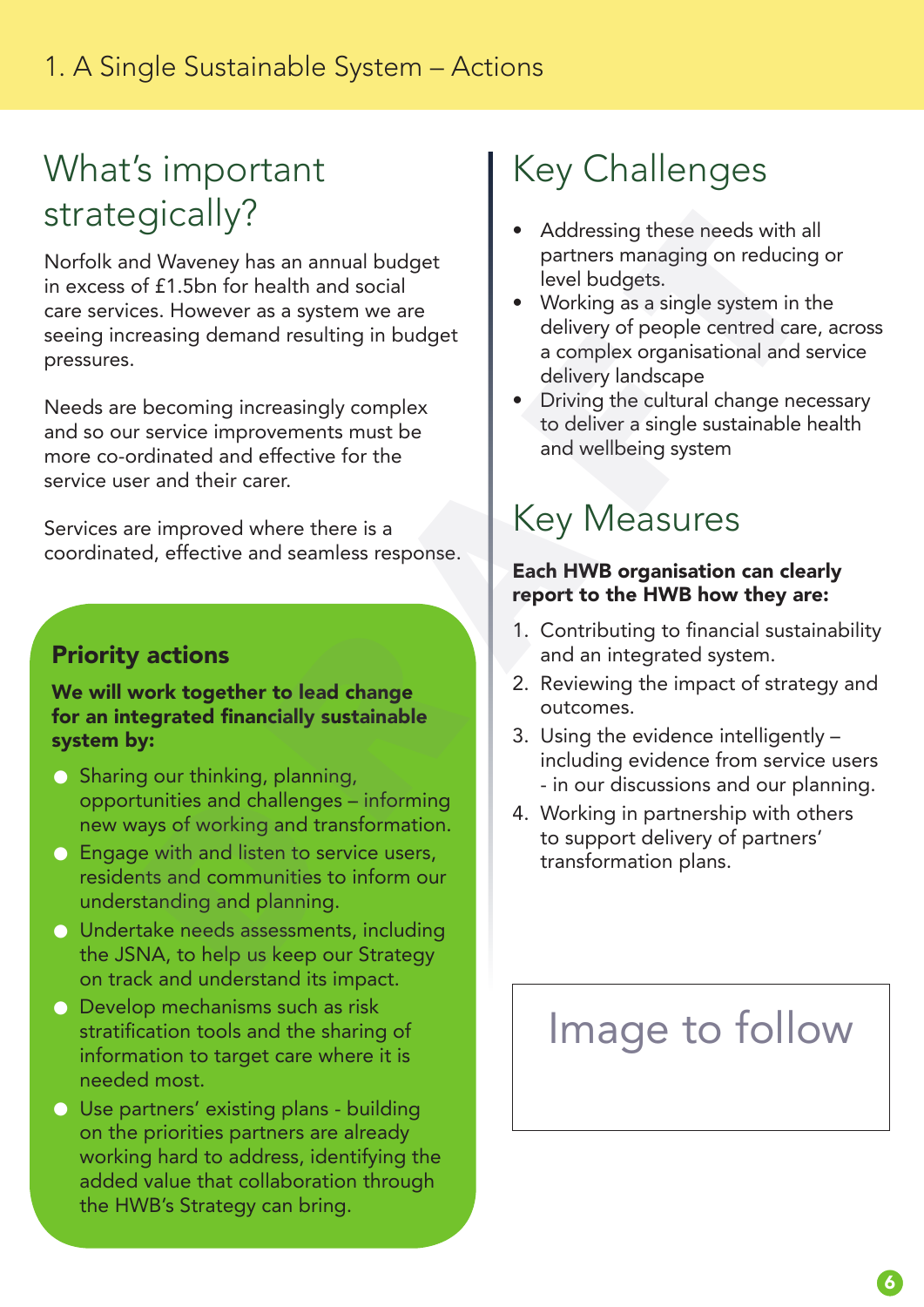# 1. A Single Sustainable System – Actions

## What's important strategically?

Norfolk and Waveney has an annual budget in excess of £1.5bn for health and social care services. However as a system we are seeing increasing demand resulting in budget pressures.

Needs are becoming increasingly complex and so our service improvements must be more co-ordinated and effective for the service user and their carer.

Services are improved where there is a coordinated, effective and seamless response.

### Priority actions

**We will work together to lead change for an integrated financially sustainable system by:**

- Sharing our thinking, planning, opportunities and challenges – informing new ways of working and transformation.
- Engage with and listen to service users, residents and communities to inform our understanding and planning.
- Undertake needs assessments, including the JSNA, to help us keep our Strategy on track and understand its impact.
- Develop mechanisms such as risk stratification tools and the sharing of information to target care where it is needed most.
- Use partners' existing plans - building on the priorities partners are already working hard to address, identifying the added value that collaboration through the HWB's Strategy can bring.

## Key Challenges

- Addressing these needs with all partners managing on reducing or level budgets.
- Working as a single system in the delivery of people centred care, across a complex organisational and service delivery landscape
- Driving the cultural change necessary to deliver a single sustainable health and wellbeing system

## Key Measures

**Each HWB organisation can clearly report to the HWB how they are:**

1. Contributing to financial sustainability and an integrated system.
2. Reviewing the impact of strategy and outcomes.
3. Using the evidence intelligently – including evidence from service users - in our discussions and our planning.
4. Working in partnership with others to support delivery of partners' transformation plans.

Image to follow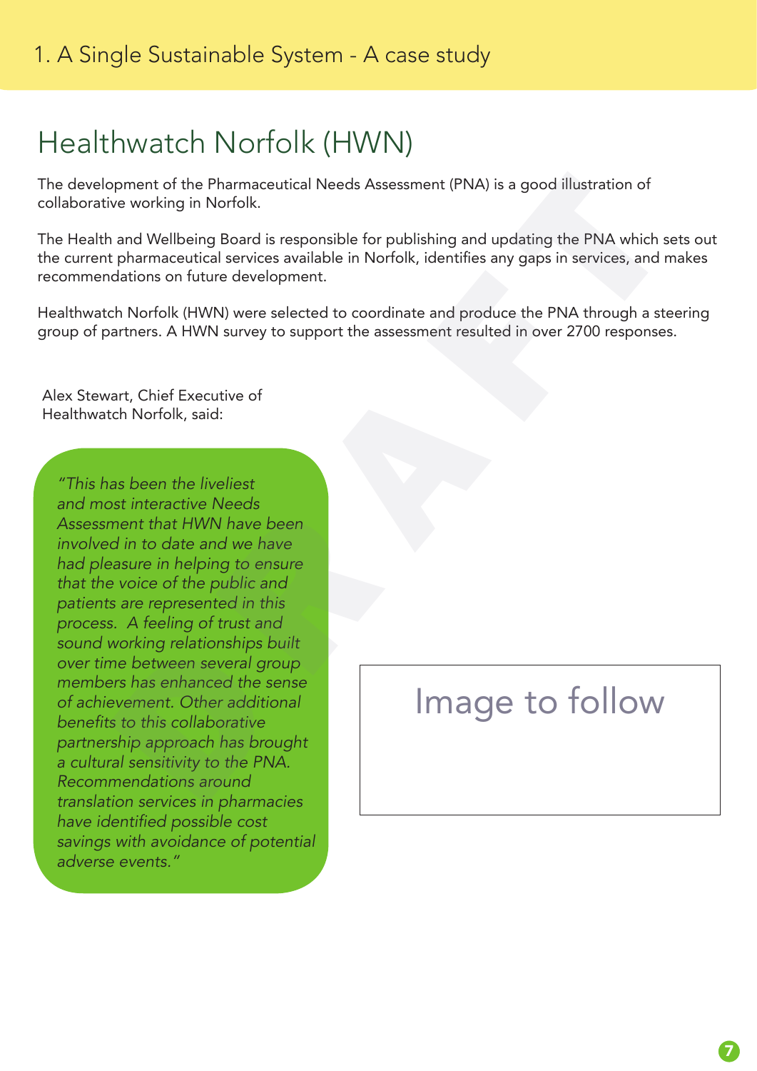# 1. A Single Sustainable System - A case study

## Healthwatch Norfolk (HWN)

The development of the Pharmaceutical Needs Assessment (PNA) is a good illustration of collaborative working in Norfolk.

The Health and Wellbeing Board is responsible for publishing and updating the PNA which sets out the current pharmaceutical services available in Norfolk, identifies any gaps in services, and makes recommendations on future development.

Healthwatch Norfolk (HWN) were selected to coordinate and produce the PNA through a steering group of partners. A HWN survey to support the assessment resulted in over 2700 responses.

Alex Stewart, Chief Executive of Healthwatch Norfolk, said:

*"This has been the liveliest and most interactive Needs Assessment that HWN have been involved in to date and we have had pleasure in helping to ensure that the voice of the public and patients are represented in this process. A feeling of trust and sound working relationships built over time between several group members has enhanced the sense of achievement. Other additional benefits to this collaborative partnership approach has brought a cultural sensitivity to the PNA. Recommendations around translation services in pharmacies have identified possible cost savings with avoidance of potential adverse events."*

Image to follow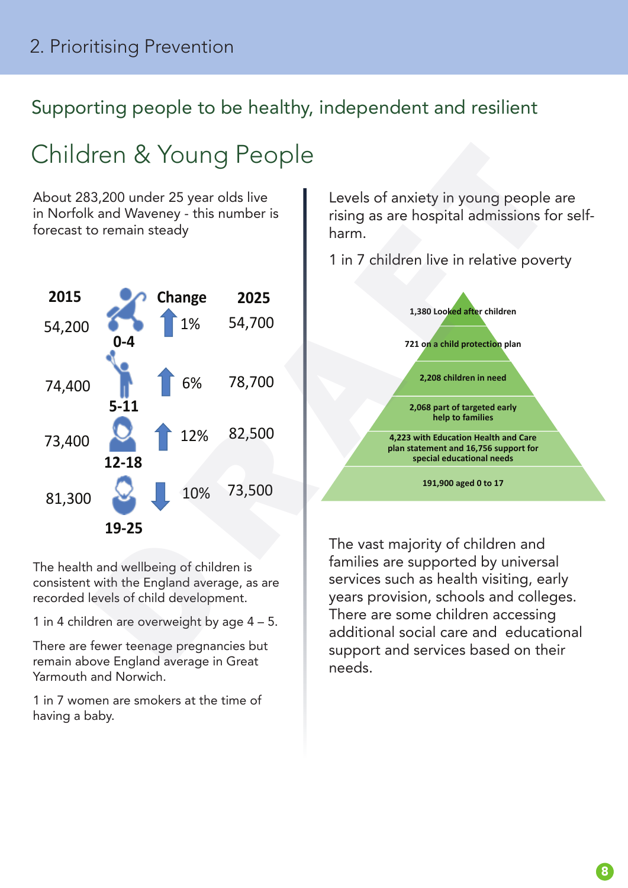# 2. Prioritising Prevention

## Supporting people to be healthy, independent and resilient

## Children & Young People

About 283,200 under 25 year olds live in Norfolk and Waveney - this number is forecast to remain steady

| 2015 | Age | Change | 2025 |
|---|---|---|---|
| 54,200 | 0-4 | ↑ 1% | 54,700 |
| 74,400 | 5-11 | ↑ 6% | 78,700 |
| 73,400 | 12-18 | ↑ 12% | 82,500 |
| 81,300 | 19-25 | ↓ 10% | 73,500 |

The health and wellbeing of children is consistent with the England average, as are recorded levels of child development.

1 in 4 children are overweight by age 4 – 5.

There are fewer teenage pregnancies but remain above England average in Great Yarmouth and Norwich.

1 in 7 women are smokers at the time of having a baby.

Levels of anxiety in young people are rising as are hospital admissions for self-harm.

1 in 7 children live in relative poverty

- 1,380 Looked after children
- 721 on a child protection plan
- 2,208 children in need
- 2,068 part of targeted early help to families
- 4,223 with Education Health and Care plan statement and 16,756 support for special educational needs
- 191,900 aged 0 to 17

The vast majority of children and families are supported by universal services such as health visiting, early years provision, schools and colleges. There are some children accessing additional social care and educational support and services based on their needs.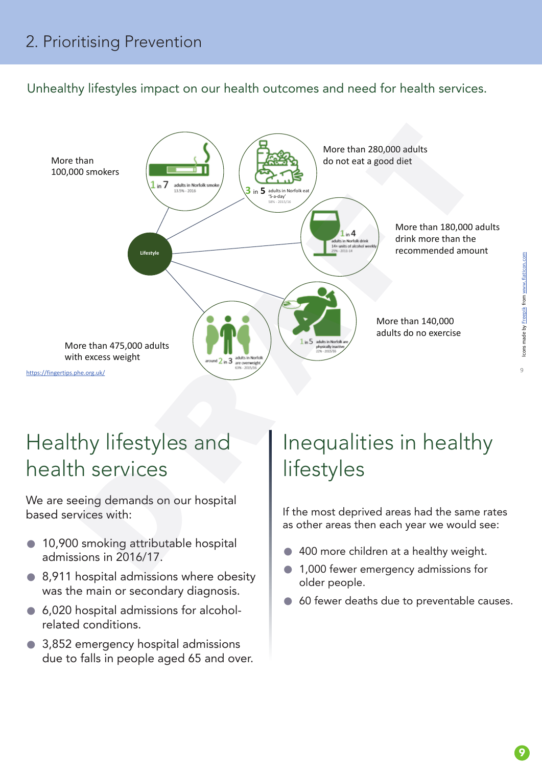## 2. Prioritising Prevention

Unhealthy lifestyles impact on our health outcomes and need for health services.

Lifestyle

More than 100,000 smokers

1 in 7 adults in Norfolk smoke
13.5% - 2016

More than 280,000 adults do not eat a good diet

3 in 5 adults in Norfolk eat '5-a-day'
58% - 2015/16

More than 180,000 adults drink more than the recommended amount

1 in 4 adults in Norfolk drink 14+ units of alcohol weekly
25% - 2011-14

More than 140,000 adults do no exercise

1 in 5 adults in Norfolk are physically inactive
22% - 2015/16

More than 475,000 adults with excess weight

around 2 in 3 adults in Norfolk are overweight
63% - 2015/16

https://fingertips.phe.org.uk/

Icons made by Freepik from www.flaticon.com

## Healthy lifestyles and health services

We are seeing demands on our hospital based services with:

- 10,900 smoking attributable hospital admissions in 2016/17.
- 8,911 hospital admissions where obesity was the main or secondary diagnosis.
- 6,020 hospital admissions for alcohol-related conditions.
- 3,852 emergency hospital admissions due to falls in people aged 65 and over.

## Inequalities in healthy lifestyles

If the most deprived areas had the same rates as other areas then each year we would see:

- 400 more children at a healthy weight.
- 1,000 fewer emergency admissions for older people.
- 60 fewer deaths due to preventable causes.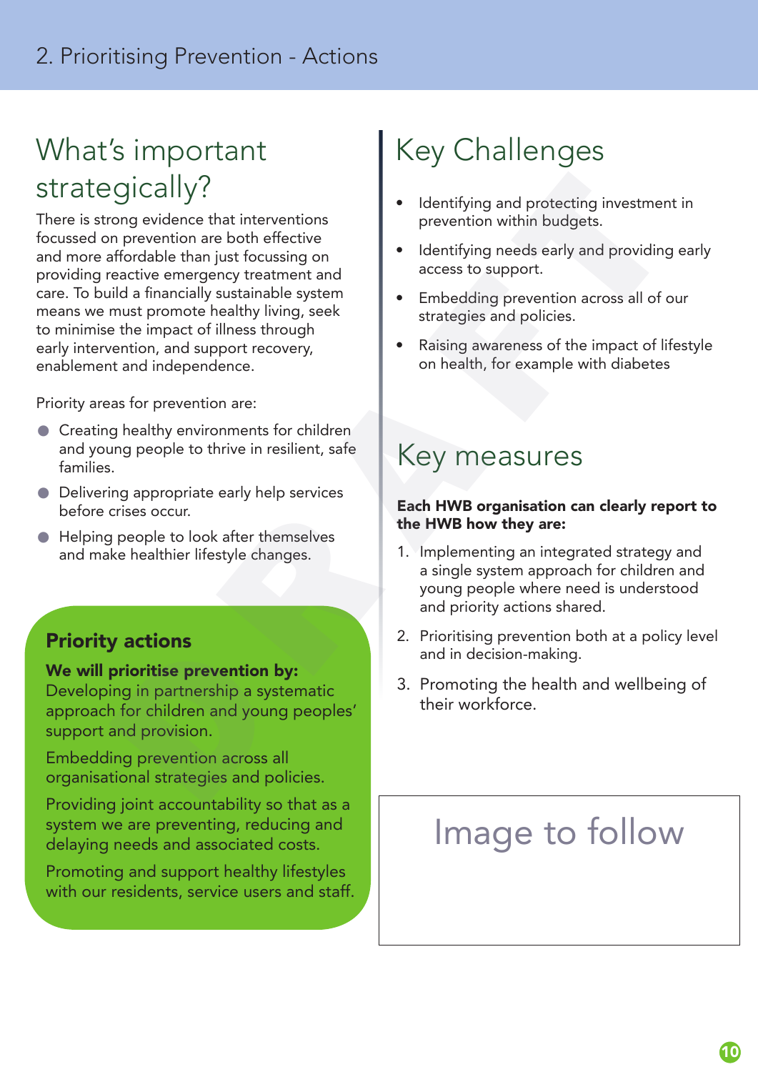# 2. Prioritising Prevention - Actions

## What's important strategically?

There is strong evidence that interventions focussed on prevention are both effective and more affordable than just focussing on providing reactive emergency treatment and care. To build a financially sustainable system means we must promote healthy living, seek to minimise the impact of illness through early intervention, and support recovery, enablement and independence.

Priority areas for prevention are:

- Creating healthy environments for children and young people to thrive in resilient, safe families.
- Delivering appropriate early help services before crises occur.
- Helping people to look after themselves and make healthier lifestyle changes.

### Priority actions

**We will prioritise prevention by:**
Developing in partnership a systematic approach for children and young peoples' support and provision.

Embedding prevention across all organisational strategies and policies.

Providing joint accountability so that as a system we are preventing, reducing and delaying needs and associated costs.

Promoting and support healthy lifestyles with our residents, service users and staff.

## Key Challenges

- Identifying and protecting investment in prevention within budgets.
- Identifying needs early and providing early access to support.
- Embedding prevention across all of our strategies and policies.
- Raising awareness of the impact of lifestyle on health, for example with diabetes

## Key measures

**Each HWB organisation can clearly report to the HWB how they are:**

1. Implementing an integrated strategy and a single system approach for children and young people where need is understood and priority actions shared.
2. Prioritising prevention both at a policy level and in decision-making.
3. Promoting the health and wellbeing of their workforce.

Image to follow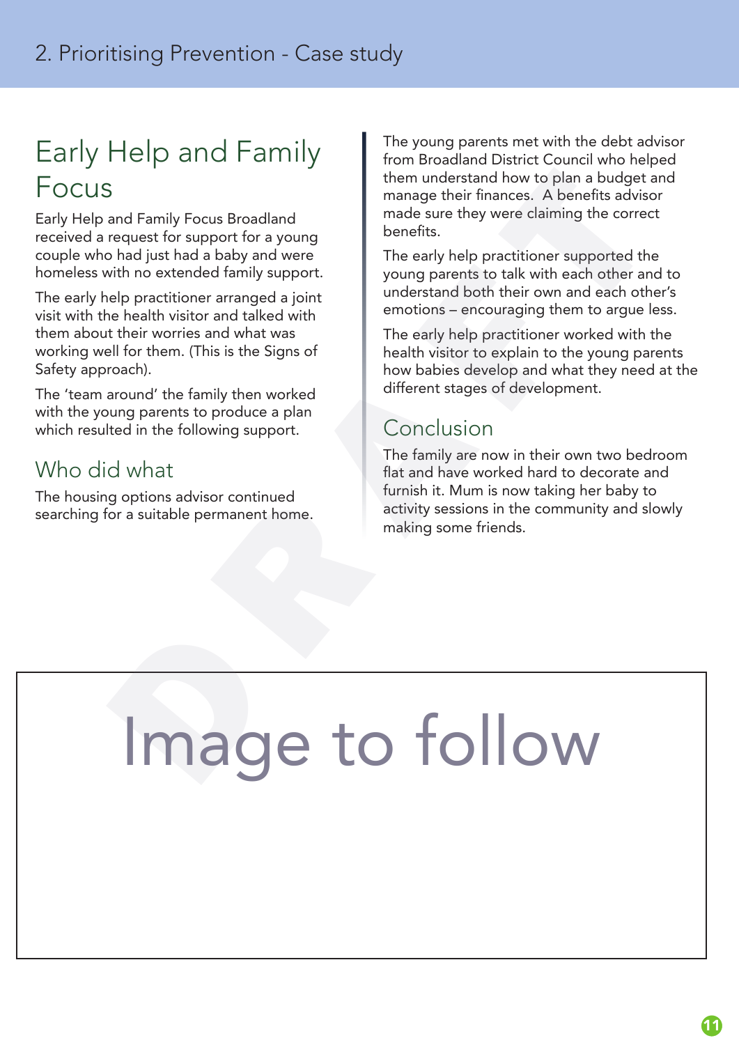# Early Help and Family Focus

Early Help and Family Focus Broadland received a request for support for a young couple who had just had a baby and were homeless with no extended family support.

The early help practitioner arranged a joint visit with the health visitor and talked with them about their worries and what was working well for them. (This is the Signs of Safety approach).

The 'team around' the family then worked with the young parents to produce a plan which resulted in the following support.

## Who did what

The housing options advisor continued searching for a suitable permanent home.

The young parents met with the debt advisor from Broadland District Council who helped them understand how to plan a budget and manage their finances. A benefits advisor made sure they were claiming the correct benefits.

The early help practitioner supported the young parents to talk with each other and to understand both their own and each other's emotions – encouraging them to argue less.

The early help practitioner worked with the health visitor to explain to the young parents how babies develop and what they need at the different stages of development.

## Conclusion

The family are now in their own two bedroom flat and have worked hard to decorate and furnish it. Mum is now taking her baby to activity sessions in the community and slowly making some friends.

Image to follow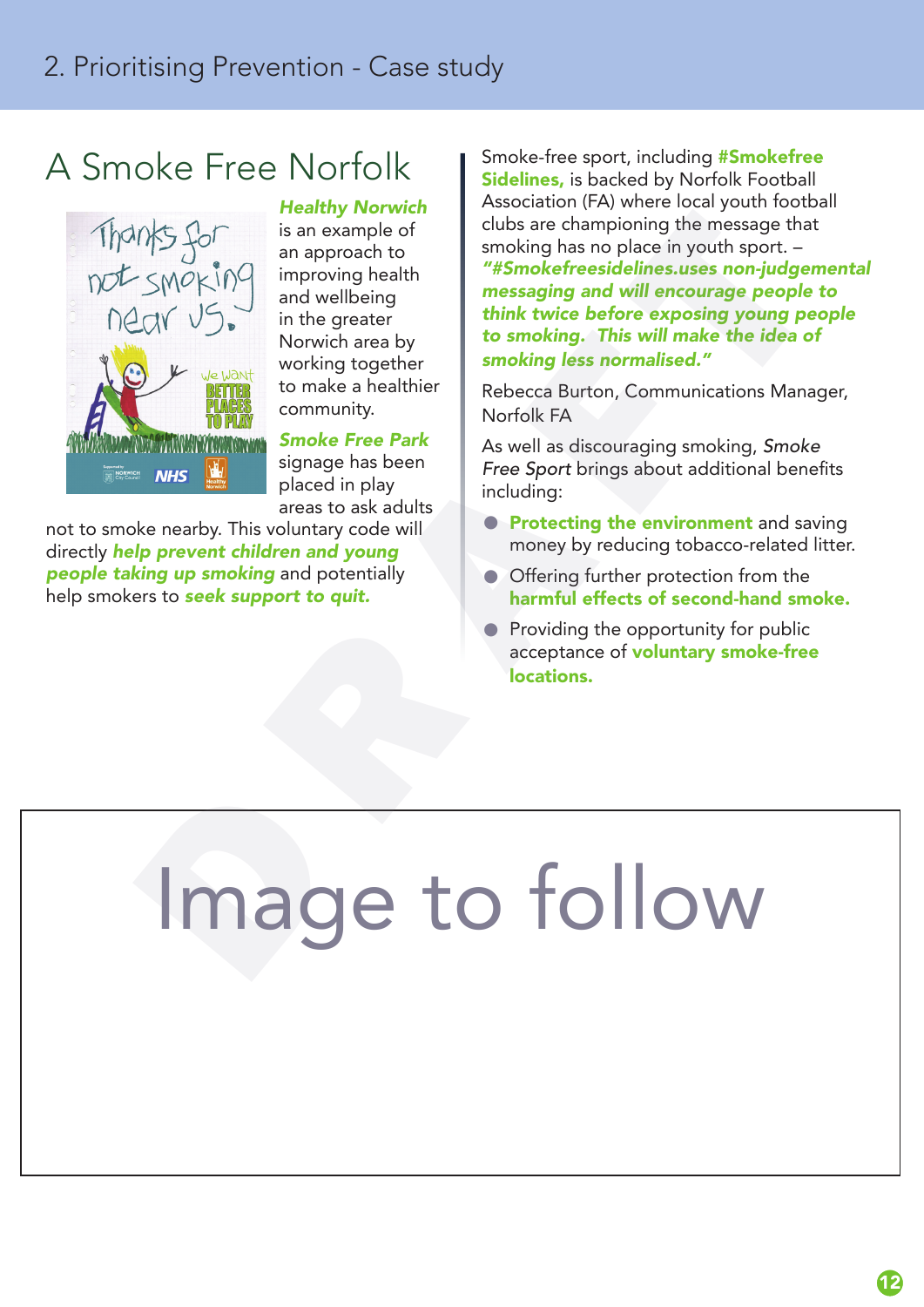## A Smoke Free Norfolk

***Healthy Norwich*** is an example of an approach to improving health and wellbeing in the greater Norwich area by working together to make a healthier community.

***Smoke Free Park*** signage has been placed in play areas to ask adults not to smoke nearby. This voluntary code will directly ***help prevent children and young people taking up smoking*** and potentially help smokers to ***seek support to quit.***

Smoke-free sport, including **#Smokefree Sidelines,** is backed by Norfolk Football Association (FA) where local youth football clubs are championing the message that smoking has no place in youth sport. – ***"#Smokefreesidelines.uses non-judgemental messaging and will encourage people to think twice before exposing young people to smoking. This will make the idea of smoking less normalised."***

Rebecca Burton, Communications Manager, Norfolk FA

As well as discouraging smoking, *Smoke Free Sport* brings about additional benefits including:

- **Protecting the environment** and saving money by reducing tobacco-related litter.
- Offering further protection from the **harmful effects of second-hand smoke.**
- Providing the opportunity for public acceptance of **voluntary smoke-free locations.**

Image to follow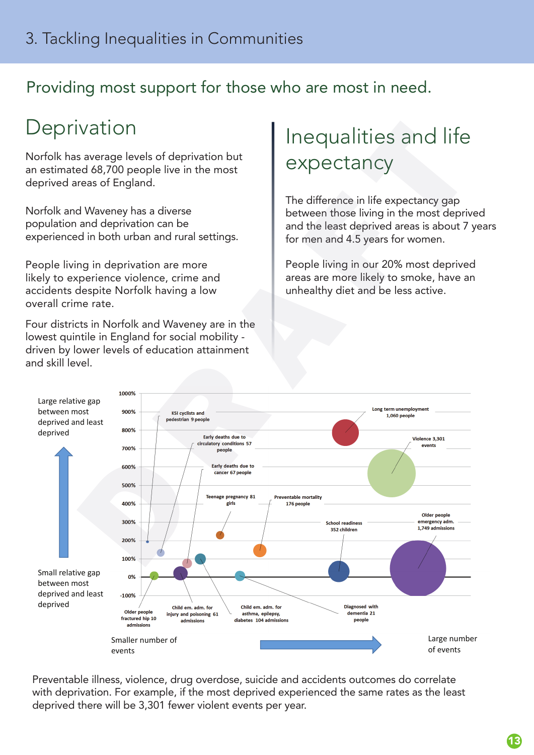# 3. Tackling Inequalities in Communities

## Providing most support for those who are most in need.

## Deprivation

Norfolk has average levels of deprivation but an estimated 68,700 people live in the most deprived areas of England.

Norfolk and Waveney has a diverse population and deprivation can be experienced in both urban and rural settings.

People living in deprivation are more likely to experience violence, crime and accidents despite Norfolk having a low overall crime rate.

Four districts in Norfolk and Waveney are in the lowest quintile in England for social mobility - driven by lower levels of education attainment and skill level.

## Inequalities and life expectancy

The difference in life expectancy gap between those living in the most deprived and the least deprived areas is about 7 years for men and 4.5 years for women.

People living in our 20% most deprived areas are more likely to smoke, have an unhealthy diet and be less active.

Large relative gap between most deprived and least deprived

Small relative gap between most deprived and least deprived

1000%, 900%, 800%, 700%, 600%, 500%, 400%, 300%, 200%, 100%, 0%, -100%

KSI cyclists and pedestrian 9 people

Early deaths due to circulatory conditions 57 people

Early deaths due to cancer 67 people

Teenage pregnancy 81 girls

Preventable mortality 176 people

Long term unemployment 1,060 people

Violence 3,301 events

School readiness 352 children

Older people emergency adm. 1,749 admissions

Older people fractured hip 10 admissions

Child em. adm. for injury and poisoning 61 admissions

Child em. adm. for asthma, epilepsy, diabetes 104 admissions

Diagnosed with dementia 21 people

Smaller number of events

Large number of events

Preventable illness, violence, drug overdose, suicide and accidents outcomes do correlate with deprivation. For example, if the most deprived experienced the same rates as the least deprived there will be 3,301 fewer violent events per year.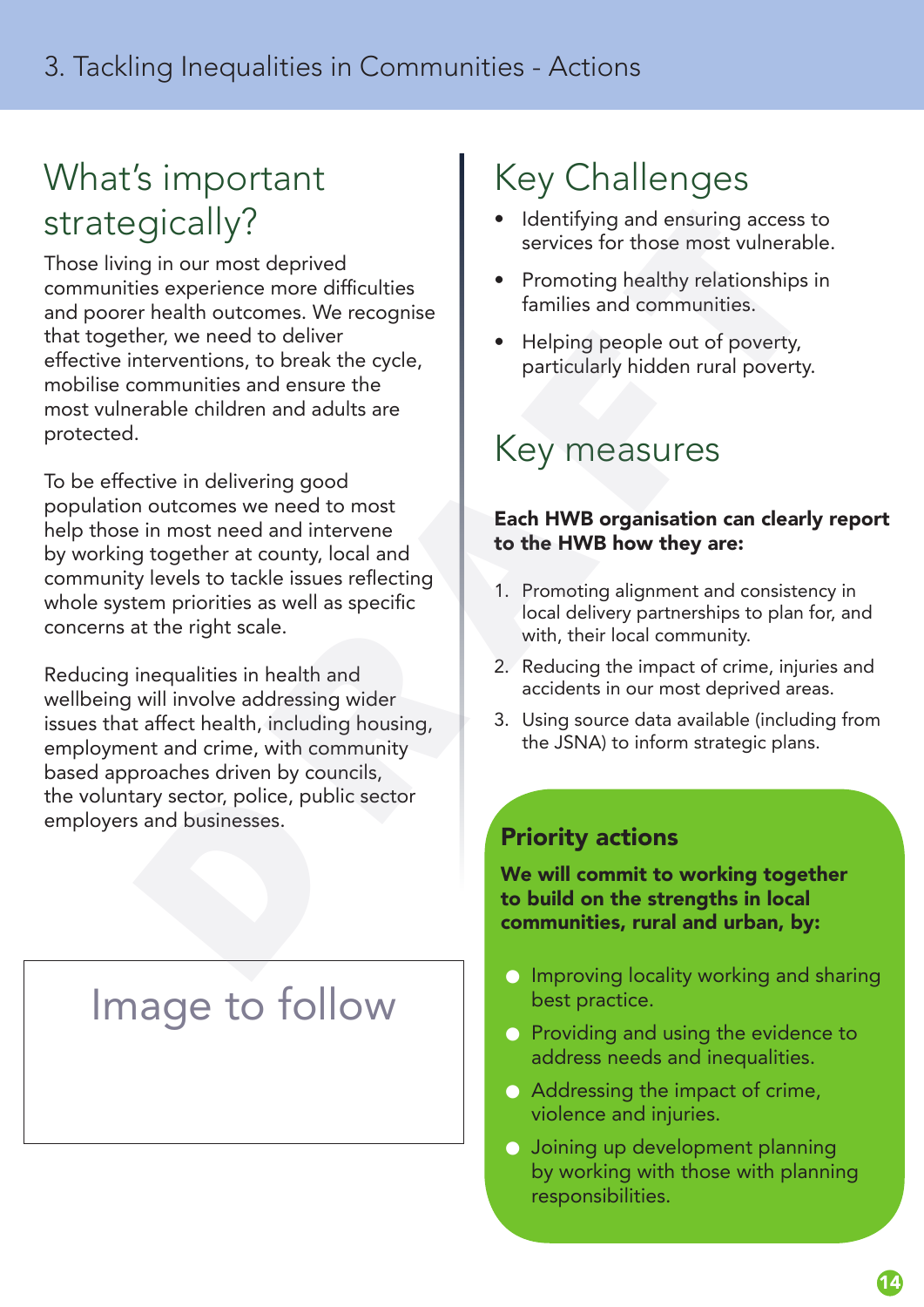# 3. Tackling Inequalities in Communities - Actions

## What's important strategically?

Those living in our most deprived communities experience more difficulties and poorer health outcomes. We recognise that together, we need to deliver effective interventions, to break the cycle, mobilise communities and ensure the most vulnerable children and adults are protected.

To be effective in delivering good population outcomes we need to most help those in most need and intervene by working together at county, local and community levels to tackle issues reflecting whole system priorities as well as specific concerns at the right scale.

Reducing inequalities in health and wellbeing will involve addressing wider issues that affect health, including housing, employment and crime, with community based approaches driven by councils, the voluntary sector, police, public sector employers and businesses.

Image to follow

## Key Challenges

- Identifying and ensuring access to services for those most vulnerable.
- Promoting healthy relationships in families and communities.
- Helping people out of poverty, particularly hidden rural poverty.

## Key measures

**Each HWB organisation can clearly report to the HWB how they are:**

1. Promoting alignment and consistency in local delivery partnerships to plan for, and with, their local community.
2. Reducing the impact of crime, injuries and accidents in our most deprived areas.
3. Using source data available (including from the JSNA) to inform strategic plans.

### Priority actions

**We will commit to working together to build on the strengths in local communities, rural and urban, by:**

- Improving locality working and sharing best practice.
- Providing and using the evidence to address needs and inequalities.
- Addressing the impact of crime, violence and injuries.
- Joining up development planning by working with those with planning responsibilities.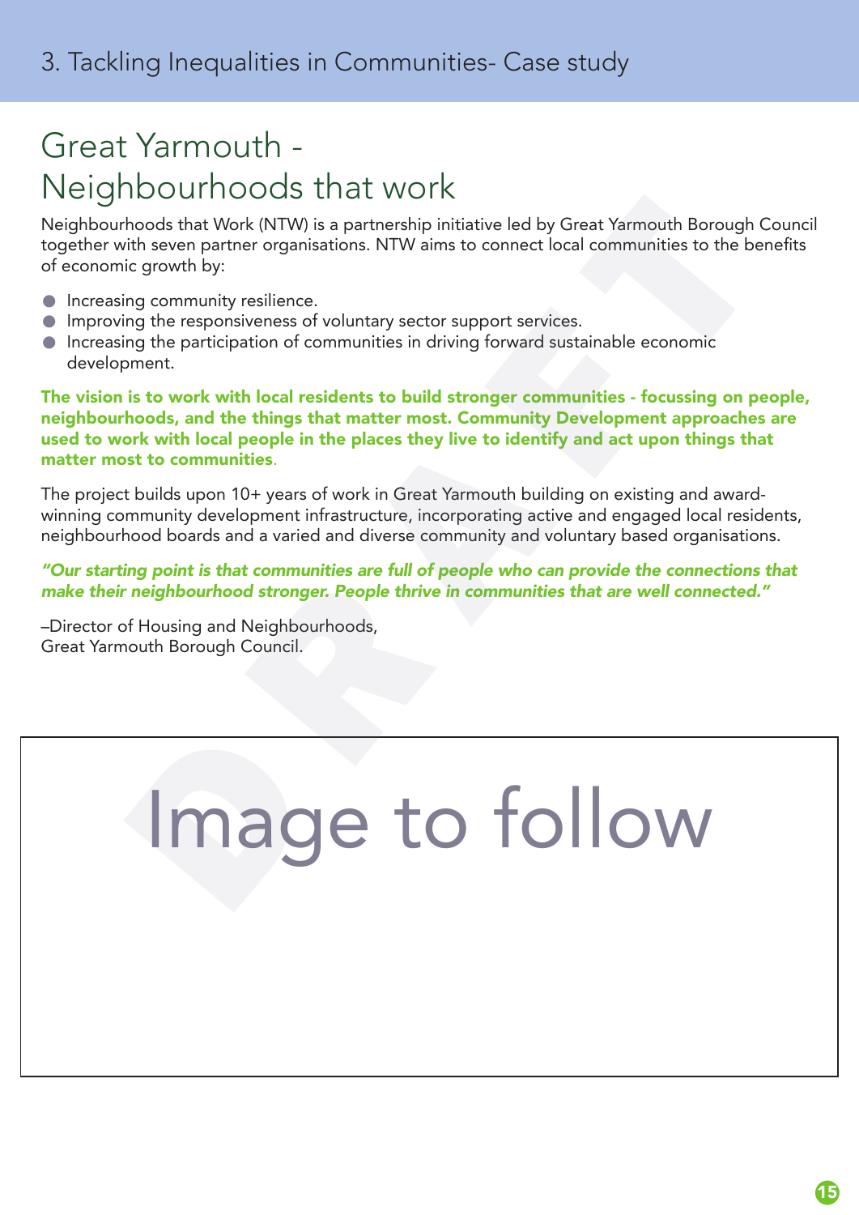# 3. Tackling Inequalities in Communities- Case study

## Great Yarmouth - Neighbourhoods that work

Neighbourhoods that Work (NTW) is a partnership initiative led by Great Yarmouth Borough Council together with seven partner organisations. NTW aims to connect local communities to the benefits of economic growth by:

- Increasing community resilience.
- Improving the responsiveness of voluntary sector support services.
- Increasing the participation of communities in driving forward sustainable economic development.

**The vision is to work with local residents to build stronger communities - focussing on people, neighbourhoods, and the things that matter most. Community Development approaches are used to work with local people in the places they live to identify and act upon things that matter most to communities**.

The project builds upon 10+ years of work in Great Yarmouth building on existing and award-winning community development infrastructure, incorporating active and engaged local residents, neighbourhood boards and a varied and diverse community and voluntary based organisations.

***"Our starting point is that communities are full of people who can provide the connections that make their neighbourhood stronger. People thrive in communities that are well connected."***

–Director of Housing and Neighbourhoods,
Great Yarmouth Borough Council.

Image to follow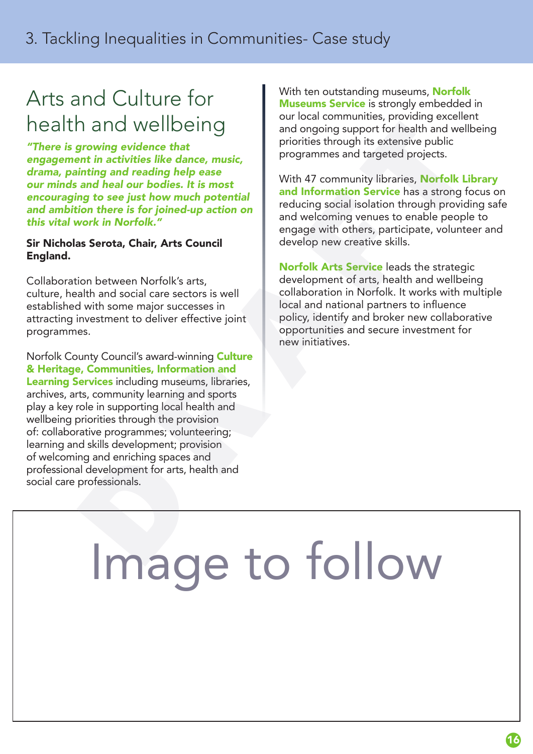# 3. Tackling Inequalities in Communities- Case study

## Arts and Culture for health and wellbeing

***"There is growing evidence that engagement in activities like dance, music, drama, painting and reading help ease our minds and heal our bodies. It is most encouraging to see just how much potential and ambition there is for joined-up action on this vital work in Norfolk."***

**Sir Nicholas Serota, Chair, Arts Council England.**

Collaboration between Norfolk's arts, culture, health and social care sectors is well established with some major successes in attracting investment to deliver effective joint programmes.

Norfolk County Council's award-winning **Culture & Heritage, Communities, Information and Learning Services** including museums, libraries, archives, arts, community learning and sports play a key role in supporting local health and wellbeing priorities through the provision of: collaborative programmes; volunteering; learning and skills development; provision of welcoming and enriching spaces and professional development for arts, health and social care professionals.

With ten outstanding museums, **Norfolk Museums Service** is strongly embedded in our local communities, providing excellent and ongoing support for health and wellbeing priorities through its extensive public programmes and targeted projects.

With 47 community libraries, **Norfolk Library and Information Service** has a strong focus on reducing social isolation through providing safe and welcoming venues to enable people to engage with others, participate, volunteer and develop new creative skills.

**Norfolk Arts Service** leads the strategic development of arts, health and wellbeing collaboration in Norfolk. It works with multiple local and national partners to influence policy, identify and broker new collaborative opportunities and secure investment for new initiatives.

Image to follow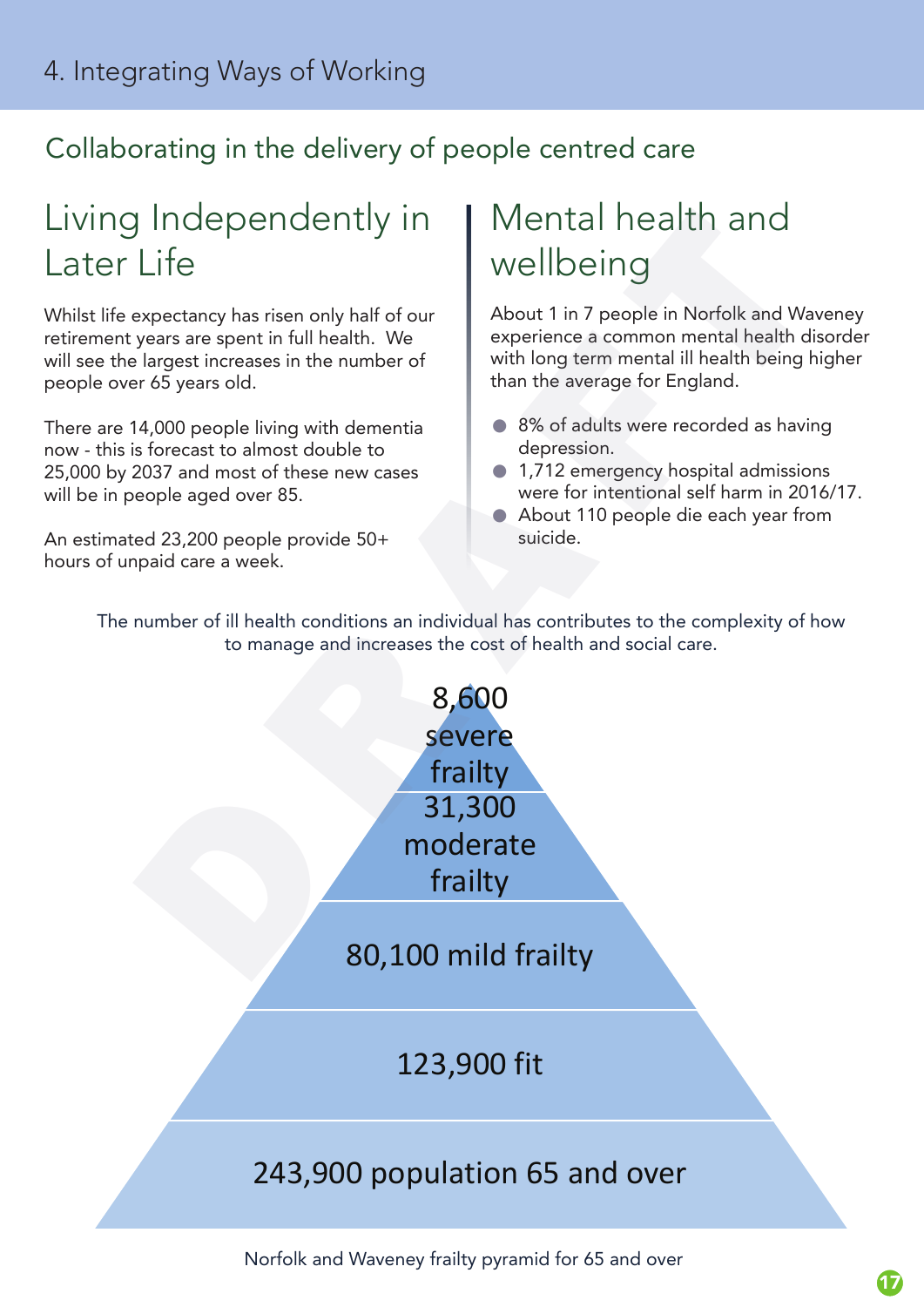# 4. Integrating Ways of Working

## Collaborating in the delivery of people centred care

### Living Independently in Later Life

Whilst life expectancy has risen only half of our retirement years are spent in full health. We will see the largest increases in the number of people over 65 years old.

There are 14,000 people living with dementia now - this is forecast to almost double to 25,000 by 2037 and most of these new cases will be in people aged over 85.

An estimated 23,200 people provide 50+ hours of unpaid care a week.

### Mental health and wellbeing

About 1 in 7 people in Norfolk and Waveney experience a common mental health disorder with long term mental ill health being higher than the average for England.

- 8% of adults were recorded as having depression.
- 1,712 emergency hospital admissions were for intentional self harm in 2016/17.
- About 110 people die each year from suicide.

The number of ill health conditions an individual has contributes to the complexity of how to manage and increases the cost of health and social care.

- 8,600 severe frailty
- 31,300 moderate frailty
- 80,100 mild frailty
- 123,900 fit
- 243,900 population 65 and over

Norfolk and Waveney frailty pyramid for 65 and over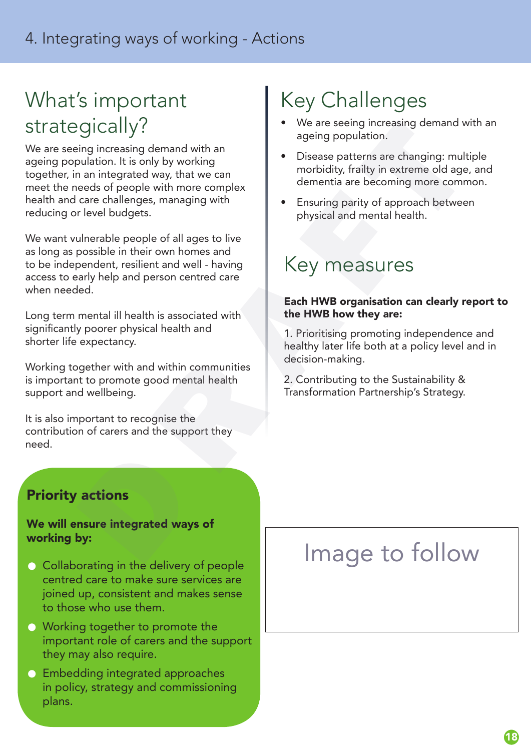# 4. Integrating ways of working - Actions

## What's important strategically?

We are seeing increasing demand with an ageing population. It is only by working together, in an integrated way, that we can meet the needs of people with more complex health and care challenges, managing with reducing or level budgets.

We want vulnerable people of all ages to live as long as possible in their own homes and to be independent, resilient and well - having access to early help and person centred care when needed.

Long term mental ill health is associated with significantly poorer physical health and shorter life expectancy.

Working together with and within communities is important to promote good mental health support and wellbeing.

It is also important to recognise the contribution of carers and the support they need.

### Priority actions

**We will ensure integrated ways of working by:**

- Collaborating in the delivery of people centred care to make sure services are joined up, consistent and makes sense to those who use them.
- Working together to promote the important role of carers and the support they may also require.
- Embedding integrated approaches in policy, strategy and commissioning plans.

## Key Challenges

- We are seeing increasing demand with an ageing population.
- Disease patterns are changing: multiple morbidity, frailty in extreme old age, and dementia are becoming more common.
- Ensuring parity of approach between physical and mental health.

## Key measures

**Each HWB organisation can clearly report to the HWB how they are:**

1. Prioritising promoting independence and healthy later life both at a policy level and in decision-making.

2. Contributing to the Sustainability & Transformation Partnership's Strategy.

Image to follow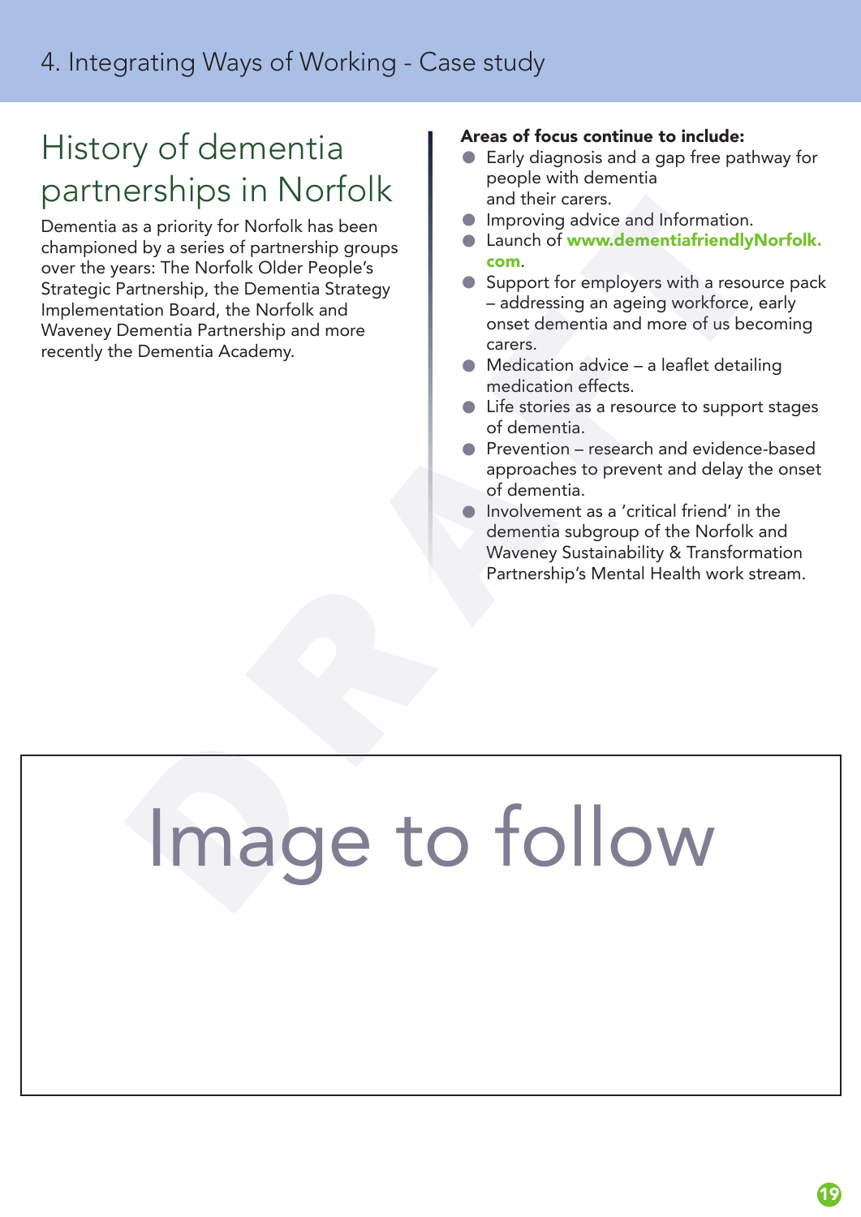# History of dementia partnerships in Norfolk

Dementia as a priority for Norfolk has been championed by a series of partnership groups over the years: The Norfolk Older People's Strategic Partnership, the Dementia Strategy Implementation Board, the Norfolk and Waveney Dementia Partnership and more recently the Dementia Academy.

**Areas of focus continue to include:**

- Early diagnosis and a gap free pathway for people with dementia and their carers.
- Improving advice and Information.
- Launch of **www.dementiafriendlyNorfolk.com**.
- Support for employers with a resource pack – addressing an ageing workforce, early onset dementia and more of us becoming carers.
- Medication advice – a leaflet detailing medication effects.
- Life stories as a resource to support stages of dementia.
- Prevention – research and evidence-based approaches to prevent and delay the onset of dementia.
- Involvement as a 'critical friend' in the dementia subgroup of the Norfolk and Waveney Sustainability & Transformation Partnership's Mental Health work stream.

Image to follow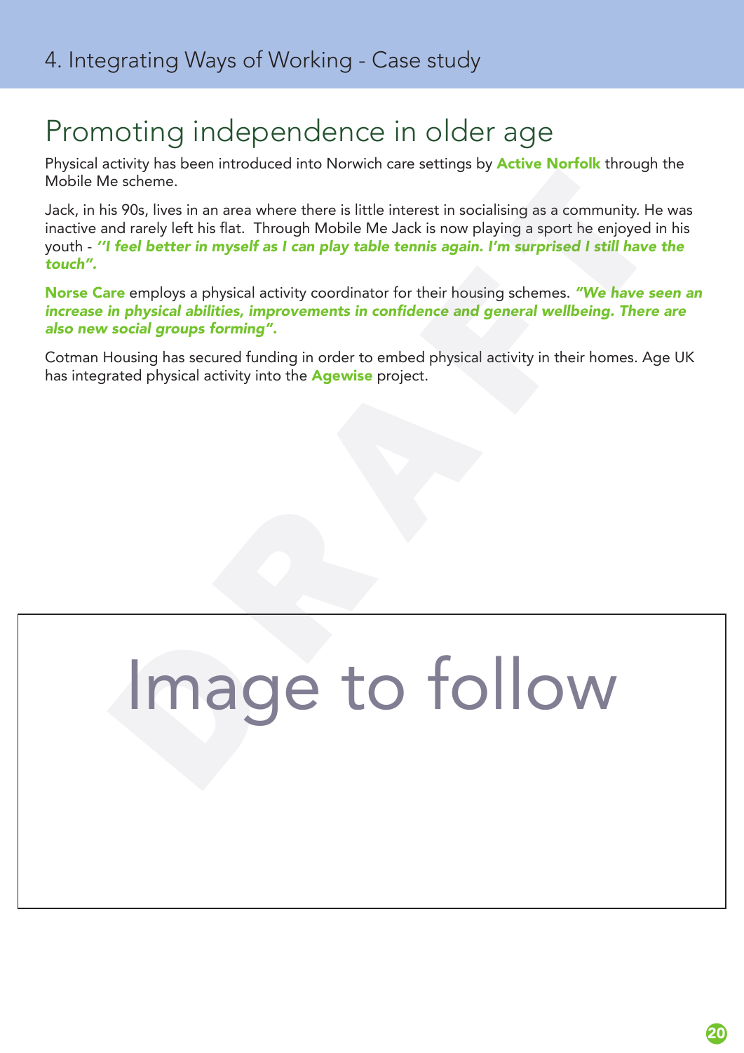# 4. Integrating Ways of Working - Case study

## Promoting independence in older age

Physical activity has been introduced into Norwich care settings by **Active Norfolk** through the Mobile Me scheme.

Jack, in his 90s, lives in an area where there is little interest in socialising as a community. He was inactive and rarely left his flat. Through Mobile Me Jack is now playing a sport he enjoyed in his youth - ***"I feel better in myself as I can play table tennis again. I'm surprised I still have the touch".***

**Norse Care** employs a physical activity coordinator for their housing schemes. ***"We have seen an increase in physical abilities, improvements in confidence and general wellbeing. There are also new social groups forming".***

Cotman Housing has secured funding in order to embed physical activity in their homes. Age UK has integrated physical activity into the **Agewise** project.

Image to follow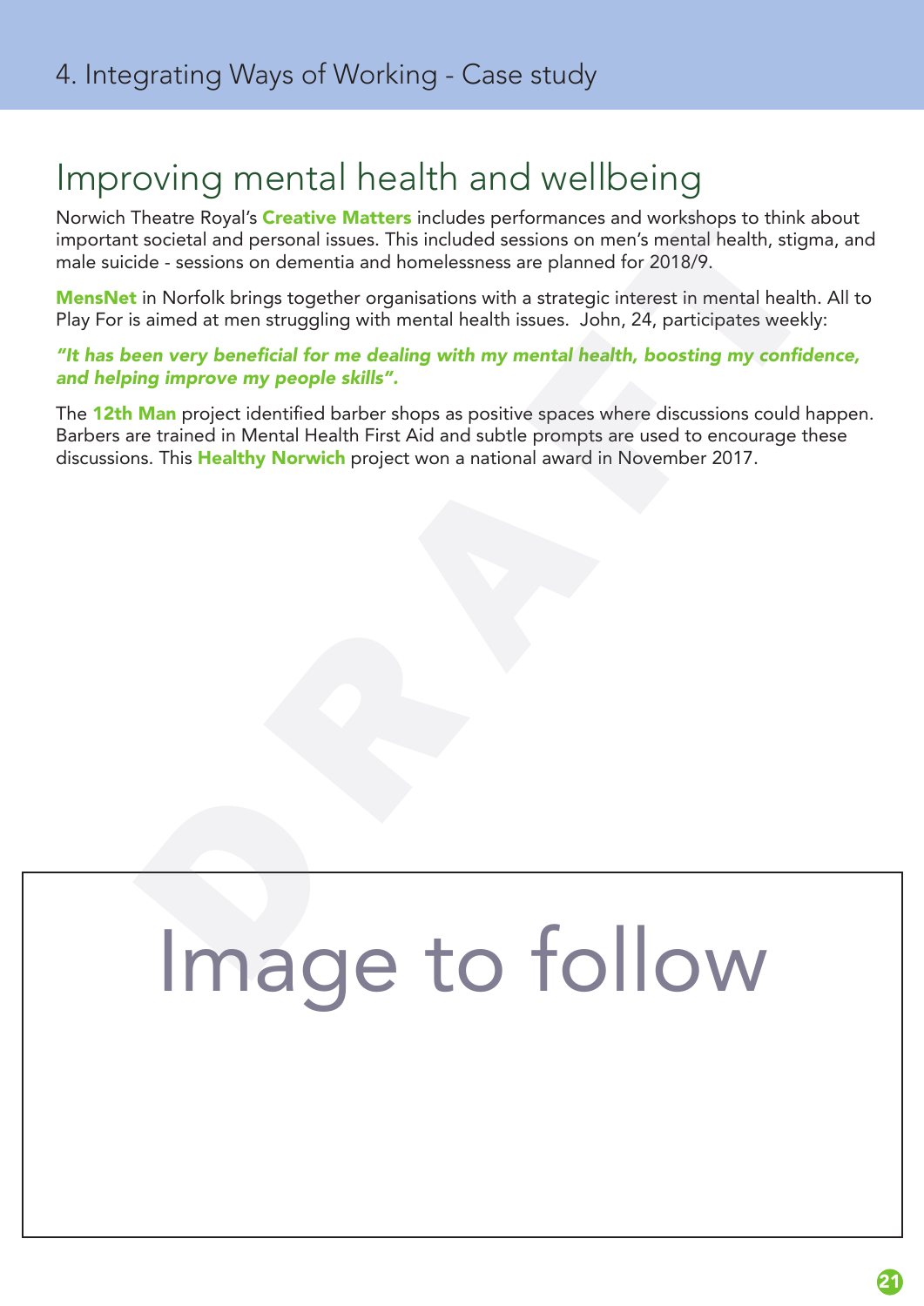## Improving mental health and wellbeing

Norwich Theatre Royal's **Creative Matters** includes performances and workshops to think about important societal and personal issues. This included sessions on men's mental health, stigma, and male suicide - sessions on dementia and homelessness are planned for 2018/9.

**MensNet** in Norfolk brings together organisations with a strategic interest in mental health. All to Play For is aimed at men struggling with mental health issues. John, 24, participates weekly:

***"It has been very beneficial for me dealing with my mental health, boosting my confidence, and helping improve my people skills".***

The **12th Man** project identified barber shops as positive spaces where discussions could happen. Barbers are trained in Mental Health First Aid and subtle prompts are used to encourage these discussions. This **Healthy Norwich** project won a national award in November 2017.

Image to follow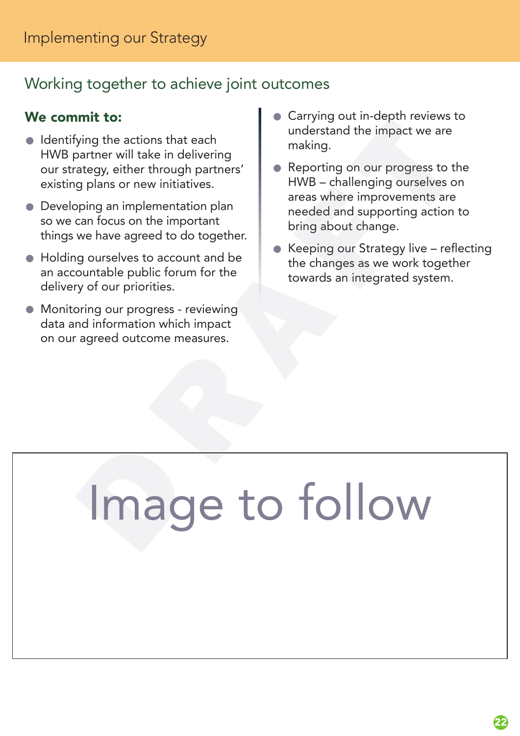## Implementing our Strategy

### Working together to achieve joint outcomes

**We commit to:**

- Identifying the actions that each HWB partner will take in delivering our strategy, either through partners' existing plans or new initiatives.
- Developing an implementation plan so we can focus on the important things we have agreed to do together.
- Holding ourselves to account and be an accountable public forum for the delivery of our priorities.
- Monitoring our progress - reviewing data and information which impact on our agreed outcome measures.
- Carrying out in-depth reviews to understand the impact we are making.
- Reporting on our progress to the HWB – challenging ourselves on areas where improvements are needed and supporting action to bring about change.
- Keeping our Strategy live – reflecting the changes as we work together towards an integrated system.

Image to follow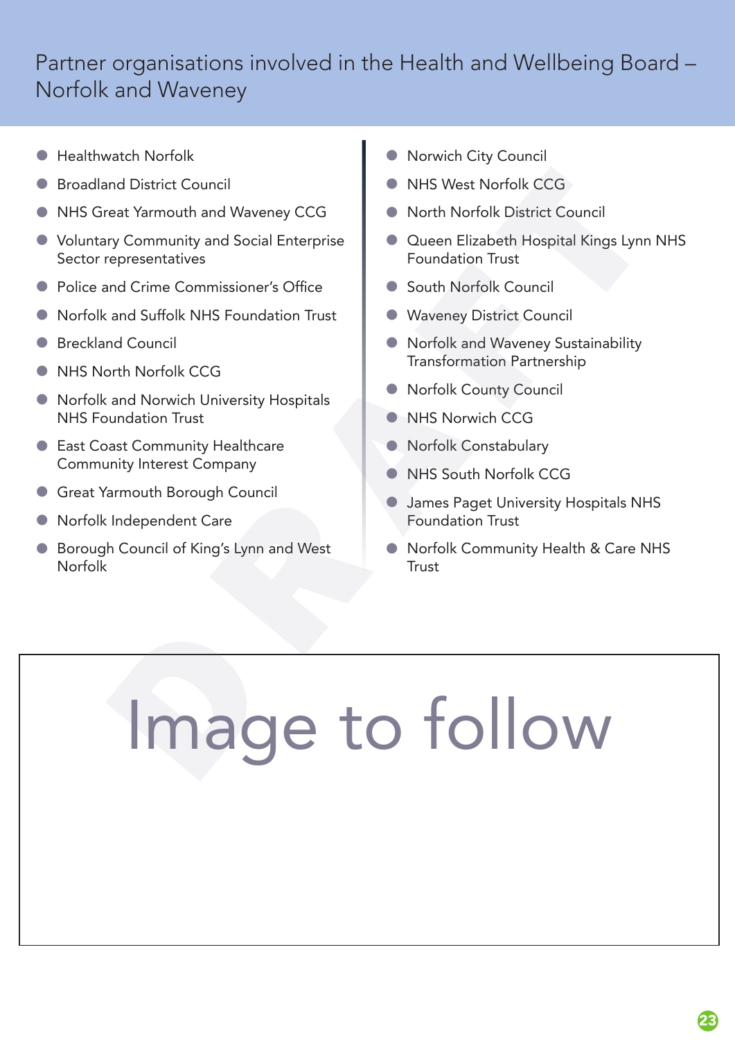# Partner organisations involved in the Health and Wellbeing Board – Norfolk and Waveney

- Healthwatch Norfolk
- Broadland District Council
- NHS Great Yarmouth and Waveney CCG
- Voluntary Community and Social Enterprise Sector representatives
- Police and Crime Commissioner's Office
- Norfolk and Suffolk NHS Foundation Trust
- Breckland Council
- NHS North Norfolk CCG
- Norfolk and Norwich University Hospitals NHS Foundation Trust
- East Coast Community Healthcare Community Interest Company
- Great Yarmouth Borough Council
- Norfolk Independent Care
- Borough Council of King's Lynn and West Norfolk
- Norwich City Council
- NHS West Norfolk CCG
- North Norfolk District Council
- Queen Elizabeth Hospital Kings Lynn NHS Foundation Trust
- South Norfolk Council
- Waveney District Council
- Norfolk and Waveney Sustainability Transformation Partnership
- Norfolk County Council
- NHS Norwich CCG
- Norfolk Constabulary
- NHS South Norfolk CCG
- James Paget University Hospitals NHS Foundation Trust
- Norfolk Community Health & Care NHS Trust

Image to follow